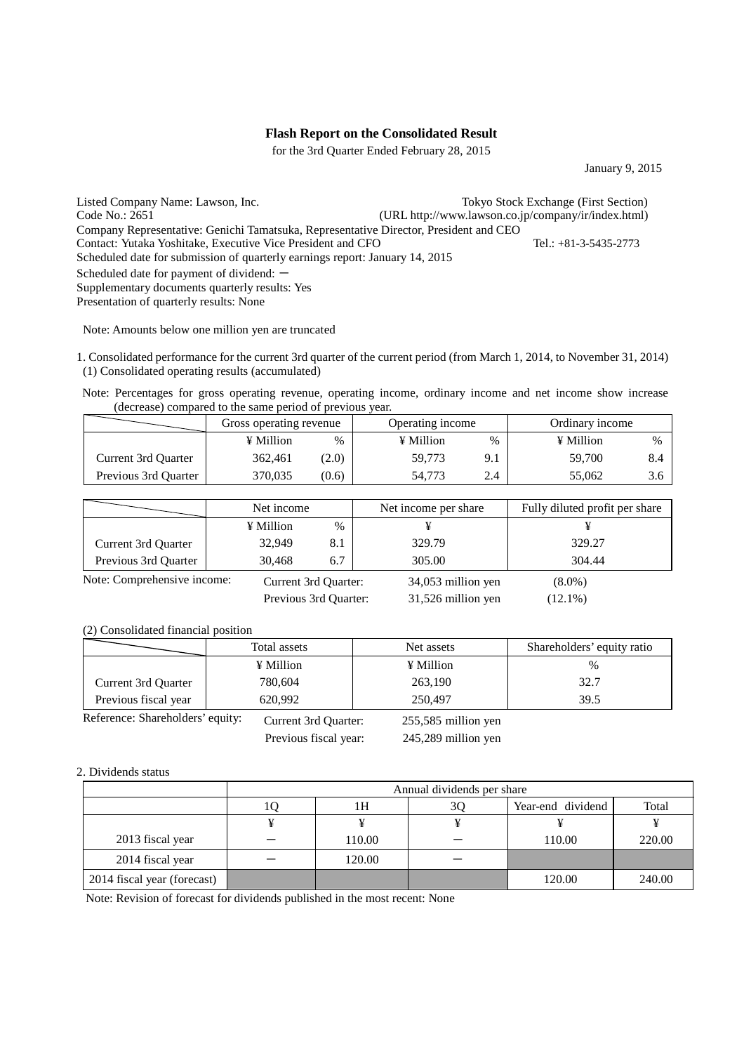# Flash Report on the Consolidated Result

for the 3rd Quarter Ended February 28, 2015

January 9, 2015

Listed Company Name: Lawson, Inc. — Tokyo Stock Exchange (First Section)
Code No.: 2651 — (URL http://www.lawson.co.jp/company/ir/index.html)
Company Representative: Genichi Tamatsuka, Representative Director, President and CEO
Contact: Yutaka Yoshitake, Executive Vice President and CFO — Tel.: +81-3-5435-2773
Scheduled date for submission of quarterly earnings report: January 14, 2015
Scheduled date for payment of dividend: －
Supplementary documents quarterly results: Yes
Presentation of quarterly results: None

Note: Amounts below one million yen are truncated

1. Consolidated performance for the current 3rd quarter of the current period (from March 1, 2014, to November 31, 2014)

(1) Consolidated operating results (accumulated)

Note: Percentages for gross operating revenue, operating income, ordinary income and net income show increase (decrease) compared to the same period of previous year.

| | Gross operating revenue | | Operating income | | Ordinary income | |
|---|---|---|---|---|---|---|
| | ¥ Million | % | ¥ Million | % | ¥ Million | % |
| Current 3rd Quarter | 362,461 | (2.0) | 59,773 | 9.1 | 59,700 | 8.4 |
| Previous 3rd Quarter | 370,035 | (0.6) | 54,773 | 2.4 | 55,062 | 3.6 |

| | Net income | | Net income per share | Fully diluted profit per share |
|---|---|---|---|---|
| | ¥ Million | % | ¥ | ¥ |
| Current 3rd Quarter | 32,949 | 8.1 | 329.79 | 329.27 |
| Previous 3rd Quarter | 30,468 | 6.7 | 305.00 | 304.44 |

Note: Comprehensive income: Current 3rd Quarter: 34,053 million yen (8.0%)
Previous 3rd Quarter: 31,526 million yen (12.1%)

(2) Consolidated financial position

| | Total assets | Net assets | Shareholders' equity ratio |
|---|---|---|---|
| | ¥ Million | ¥ Million | % |
| Current 3rd Quarter | 780,604 | 263,190 | 32.7 |
| Previous fiscal year | 620,992 | 250,497 | 39.5 |

Reference: Shareholders' equity: Current 3rd Quarter: 255,585 million yen
Previous fiscal year: 245,289 million yen

2. Dividends status

| | Annual dividends per share | | | | |
|---|---|---|---|---|---|
| | 1Q | 1H | 3Q | Year-end dividend | Total |
| | ¥ | ¥ | ¥ | ¥ | ¥ |
| 2013 fiscal year | － | 110.00 | － | 110.00 | 220.00 |
| 2014 fiscal year | － | 120.00 | － | | |
| 2014 fiscal year (forecast) | | | | 120.00 | 240.00 |

Note: Revision of forecast for dividends published in the most recent: None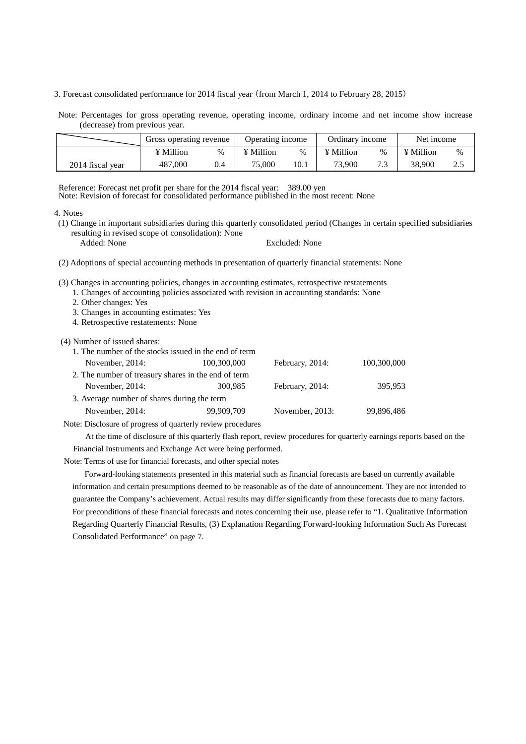3. Forecast consolidated performance for 2014 fiscal year（from March 1, 2014 to February 28, 2015）

Note: Percentages for gross operating revenue, operating income, ordinary income and net income show increase (decrease) from previous year.

| | Gross operating revenue | | Operating income | | Ordinary income | | Net income | |
|---|---|---|---|---|---|---|---|---|
| | ¥ Million | % | ¥ Million | % | ¥ Million | % | ¥ Million | % |
| 2014 fiscal year | 487,000 | 0.4 | 75,000 | 10.1 | 73,900 | 7.3 | 38,900 | 2.5 |

Reference: Forecast net profit per share for the 2014 fiscal year: 389.00 yen
Note: Revision of forecast for consolidated performance published in the most recent: None

4. Notes

(1) Change in important subsidiaries during this quarterly consolidated period (Changes in certain specified subsidiaries resulting in revised scope of consolidation): None
Added: None Excluded: None

(2) Adoptions of special accounting methods in presentation of quarterly financial statements: None

(3) Changes in accounting policies, changes in accounting estimates, retrospective restatements
1. Changes of accounting policies associated with revision in accounting standards: None
2. Other changes: Yes
3. Changes in accounting estimates: Yes
4. Retrospective restatements: None

(4) Number of issued shares:

1. The number of the stocks issued in the end of term

| November, 2014: | 100,300,000 | February, 2014: | 100,300,000 |
|---|---|---|---|

2. The number of treasury shares in the end of term

| November, 2014: | 300,985 | February, 2014: | 395,953 |
|---|---|---|---|

3. Average number of shares during the term

| November, 2014: | 99,909,709 | November, 2013: | 99,896,486 |
|---|---|---|---|

Note: Disclosure of progress of quarterly review procedures

At the time of disclosure of this quarterly flash report, review procedures for quarterly earnings reports based on the Financial Instruments and Exchange Act were being performed.

Note: Terms of use for financial forecasts, and other special notes

Forward-looking statements presented in this material such as financial forecasts are based on currently available information and certain presumptions deemed to be reasonable as of the date of announcement. They are not intended to guarantee the Company’s achievement. Actual results may differ significantly from these forecasts due to many factors. For preconditions of these financial forecasts and notes concerning their use, please refer to “1. Qualitative Information Regarding Quarterly Financial Results, (3) Explanation Regarding Forward-looking Information Such As Forecast Consolidated Performance” on page 7.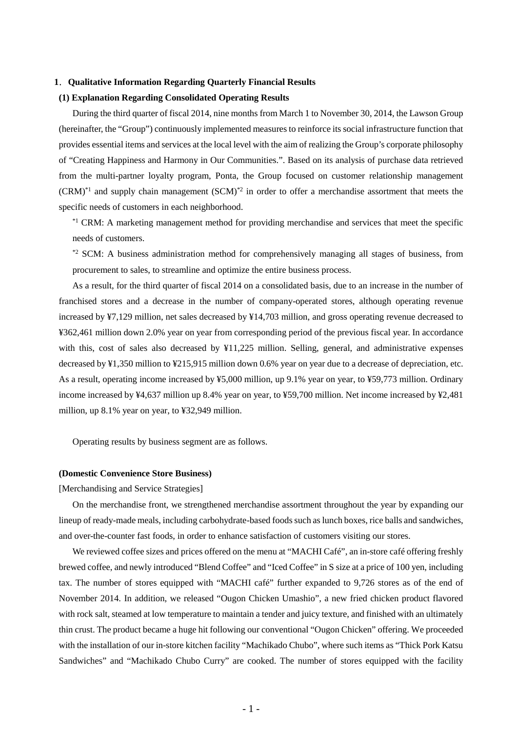## 1. Qualitative Information Regarding Quarterly Financial Results

### (1) Explanation Regarding Consolidated Operating Results

During the third quarter of fiscal 2014, nine months from March 1 to November 30, 2014, the Lawson Group (hereinafter, the "Group") continuously implemented measures to reinforce its social infrastructure function that provides essential items and services at the local level with the aim of realizing the Group's corporate philosophy of "Creating Happiness and Harmony in Our Communities.". Based on its analysis of purchase data retrieved from the multi-partner loyalty program, Ponta, the Group focused on customer relationship management (CRM)[*1] and supply chain management (SCM)[*2] in order to offer a merchandise assortment that meets the specific needs of customers in each neighborhood.

[*1] CRM: A marketing management method for providing merchandise and services that meet the specific needs of customers.

[*2] SCM: A business administration method for comprehensively managing all stages of business, from procurement to sales, to streamline and optimize the entire business process.

As a result, for the third quarter of fiscal 2014 on a consolidated basis, due to an increase in the number of franchised stores and a decrease in the number of company-operated stores, although operating revenue increased by ¥7,129 million, net sales decreased by ¥14,703 million, and gross operating revenue decreased to ¥362,461 million down 2.0% year on year from corresponding period of the previous fiscal year. In accordance with this, cost of sales also decreased by ¥11,225 million. Selling, general, and administrative expenses decreased by ¥1,350 million to ¥215,915 million down 0.6% year on year due to a decrease of depreciation, etc. As a result, operating income increased by ¥5,000 million, up 9.1% year on year, to ¥59,773 million. Ordinary income increased by ¥4,637 million up 8.4% year on year, to ¥59,700 million. Net income increased by ¥2,481 million, up 8.1% year on year, to ¥32,949 million.

Operating results by business segment are as follows.

**(Domestic Convenience Store Business)**

[Merchandising and Service Strategies]

On the merchandise front, we strengthened merchandise assortment throughout the year by expanding our lineup of ready-made meals, including carbohydrate-based foods such as lunch boxes, rice balls and sandwiches, and over-the-counter fast foods, in order to enhance satisfaction of customers visiting our stores.

We reviewed coffee sizes and prices offered on the menu at "MACHI Café", an in-store café offering freshly brewed coffee, and newly introduced "Blend Coffee" and "Iced Coffee" in S size at a price of 100 yen, including tax. The number of stores equipped with "MACHI café" further expanded to 9,726 stores as of the end of November 2014. In addition, we released "Ougon Chicken Umashio", a new fried chicken product flavored with rock salt, steamed at low temperature to maintain a tender and juicy texture, and finished with an ultimately thin crust. The product became a huge hit following our conventional "Ougon Chicken" offering. We proceeded with the installation of our in-store kitchen facility "Machikado Chubo", where such items as "Thick Pork Katsu Sandwiches" and "Machikado Chubo Curry" are cooked. The number of stores equipped with the facility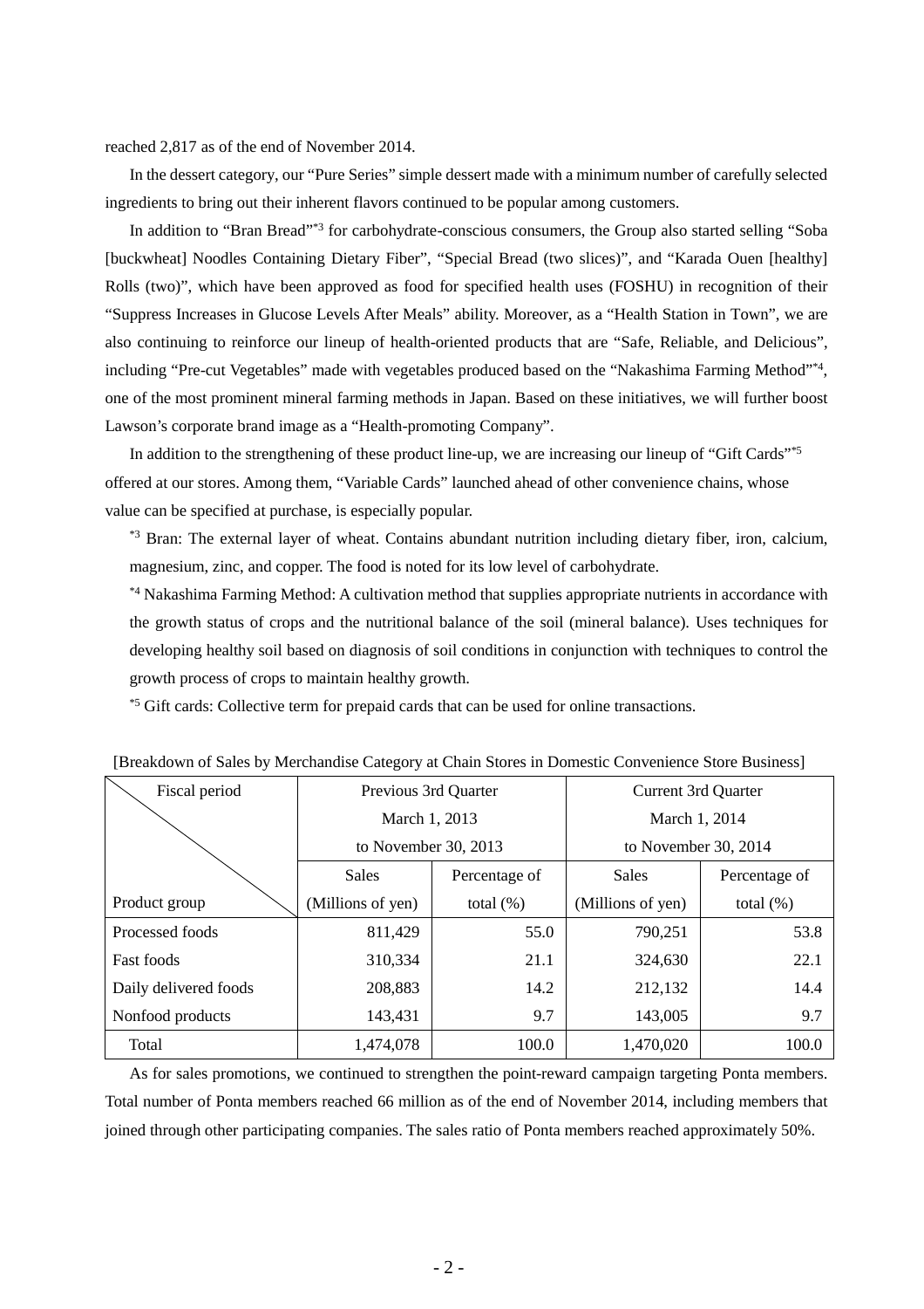reached 2,817 as of the end of November 2014.

In the dessert category, our "Pure Series" simple dessert made with a minimum number of carefully selected ingredients to bring out their inherent flavors continued to be popular among customers.

In addition to "Bran Bread"[*3] for carbohydrate-conscious consumers, the Group also started selling "Soba [buckwheat] Noodles Containing Dietary Fiber", "Special Bread (two slices)", and "Karada Ouen [healthy] Rolls (two)", which have been approved as food for specified health uses (FOSHU) in recognition of their "Suppress Increases in Glucose Levels After Meals" ability. Moreover, as a "Health Station in Town", we are also continuing to reinforce our lineup of health-oriented products that are "Safe, Reliable, and Delicious", including "Pre-cut Vegetables" made with vegetables produced based on the "Nakashima Farming Method"[*4], one of the most prominent mineral farming methods in Japan. Based on these initiatives, we will further boost Lawson's corporate brand image as a "Health-promoting Company".

In addition to the strengthening of these product line-up, we are increasing our lineup of "Gift Cards"[*5] offered at our stores. Among them, "Variable Cards" launched ahead of other convenience chains, whose value can be specified at purchase, is especially popular.

[*3] Bran: The external layer of wheat. Contains abundant nutrition including dietary fiber, iron, calcium, magnesium, zinc, and copper. The food is noted for its low level of carbohydrate.

[*4] Nakashima Farming Method: A cultivation method that supplies appropriate nutrients in accordance with the growth status of crops and the nutritional balance of the soil (mineral balance). Uses techniques for developing healthy soil based on diagnosis of soil conditions in conjunction with techniques to control the growth process of crops to maintain healthy growth.

[*5] Gift cards: Collective term for prepaid cards that can be used for online transactions.

[Breakdown of Sales by Merchandise Category at Chain Stores in Domestic Convenience Store Business]

| Fiscal period / Product group | Previous 3rd Quarter March 1, 2013 to November 30, 2013 | | Current 3rd Quarter March 1, 2014 to November 30, 2014 | |
|---|---|---|---|---|
| | Sales (Millions of yen) | Percentage of total (%) | Sales (Millions of yen) | Percentage of total (%) |
| Processed foods | 811,429 | 55.0 | 790,251 | 53.8 |
| Fast foods | 310,334 | 21.1 | 324,630 | 22.1 |
| Daily delivered foods | 208,883 | 14.2 | 212,132 | 14.4 |
| Nonfood products | 143,431 | 9.7 | 143,005 | 9.7 |
| Total | 1,474,078 | 100.0 | 1,470,020 | 100.0 |

As for sales promotions, we continued to strengthen the point-reward campaign targeting Ponta members. Total number of Ponta members reached 66 million as of the end of November 2014, including members that joined through other participating companies. The sales ratio of Ponta members reached approximately 50%.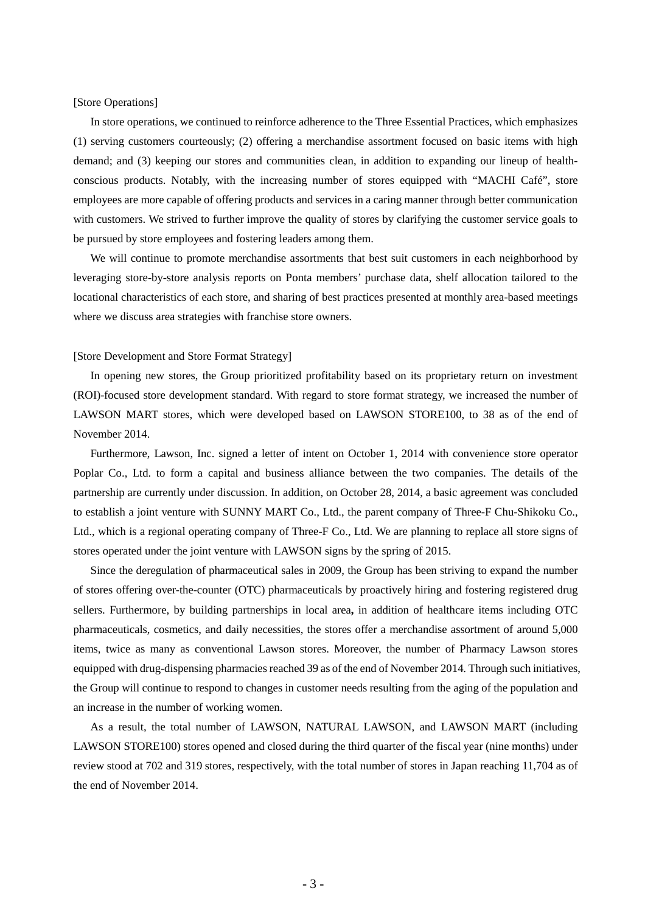[Store Operations]

In store operations, we continued to reinforce adherence to the Three Essential Practices, which emphasizes (1) serving customers courteously; (2) offering a merchandise assortment focused on basic items with high demand; and (3) keeping our stores and communities clean, in addition to expanding our lineup of health-conscious products. Notably, with the increasing number of stores equipped with "MACHI Café", store employees are more capable of offering products and services in a caring manner through better communication with customers. We strived to further improve the quality of stores by clarifying the customer service goals to be pursued by store employees and fostering leaders among them.

We will continue to promote merchandise assortments that best suit customers in each neighborhood by leveraging store-by-store analysis reports on Ponta members' purchase data, shelf allocation tailored to the locational characteristics of each store, and sharing of best practices presented at monthly area-based meetings where we discuss area strategies with franchise store owners.

[Store Development and Store Format Strategy]

In opening new stores, the Group prioritized profitability based on its proprietary return on investment (ROI)-focused store development standard. With regard to store format strategy, we increased the number of LAWSON MART stores, which were developed based on LAWSON STORE100, to 38 as of the end of November 2014.

Furthermore, Lawson, Inc. signed a letter of intent on October 1, 2014 with convenience store operator Poplar Co., Ltd. to form a capital and business alliance between the two companies. The details of the partnership are currently under discussion. In addition, on October 28, 2014, a basic agreement was concluded to establish a joint venture with SUNNY MART Co., Ltd., the parent company of Three-F Chu-Shikoku Co., Ltd., which is a regional operating company of Three-F Co., Ltd. We are planning to replace all store signs of stores operated under the joint venture with LAWSON signs by the spring of 2015.

Since the deregulation of pharmaceutical sales in 2009, the Group has been striving to expand the number of stores offering over-the-counter (OTC) pharmaceuticals by proactively hiring and fostering registered drug sellers. Furthermore, by building partnerships in local area**,** in addition of healthcare items including OTC pharmaceuticals, cosmetics, and daily necessities, the stores offer a merchandise assortment of around 5,000 items, twice as many as conventional Lawson stores. Moreover, the number of Pharmacy Lawson stores equipped with drug-dispensing pharmacies reached 39 as of the end of November 2014. Through such initiatives, the Group will continue to respond to changes in customer needs resulting from the aging of the population and an increase in the number of working women.

As a result, the total number of LAWSON, NATURAL LAWSON, and LAWSON MART (including LAWSON STORE100) stores opened and closed during the third quarter of the fiscal year (nine months) under review stood at 702 and 319 stores, respectively, with the total number of stores in Japan reaching 11,704 as of the end of November 2014.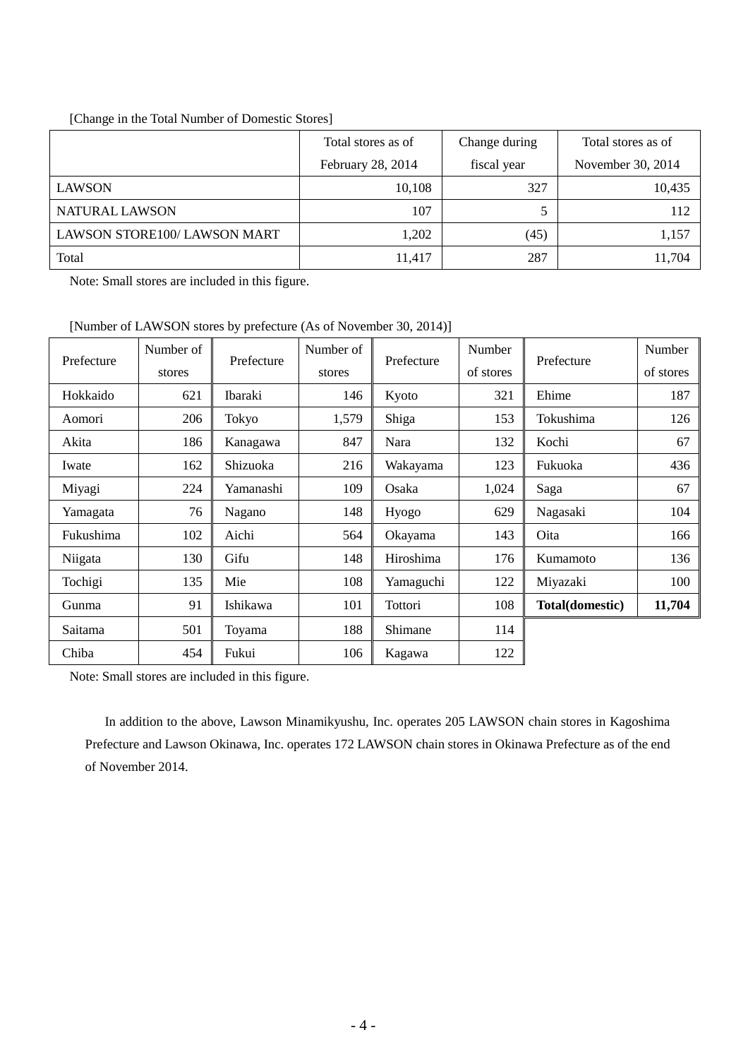[Change in the Total Number of Domestic Stores]

| | Total stores as of February 28, 2014 | Change during fiscal year | Total stores as of November 30, 2014 |
|---|---|---|---|
| LAWSON | 10,108 | 327 | 10,435 |
| NATURAL LAWSON | 107 | 5 | 112 |
| LAWSON STORE100/ LAWSON MART | 1,202 | (45) | 1,157 |
| Total | 11,417 | 287 | 11,704 |

Note: Small stores are included in this figure.

[Number of LAWSON stores by prefecture (As of November 30, 2014)]

| Prefecture | Number of stores | Prefecture | Number of stores | Prefecture | Number of stores | Prefecture | Number of stores |
|---|---|---|---|---|---|---|---|
| Hokkaido | 621 | Ibaraki | 146 | Kyoto | 321 | Ehime | 187 |
| Aomori | 206 | Tokyo | 1,579 | Shiga | 153 | Tokushima | 126 |
| Akita | 186 | Kanagawa | 847 | Nara | 132 | Kochi | 67 |
| Iwate | 162 | Shizuoka | 216 | Wakayama | 123 | Fukuoka | 436 |
| Miyagi | 224 | Yamanashi | 109 | Osaka | 1,024 | Saga | 67 |
| Yamagata | 76 | Nagano | 148 | Hyogo | 629 | Nagasaki | 104 |
| Fukushima | 102 | Aichi | 564 | Okayama | 143 | Oita | 166 |
| Niigata | 130 | Gifu | 148 | Hiroshima | 176 | Kumamoto | 136 |
| Tochigi | 135 | Mie | 108 | Yamaguchi | 122 | Miyazaki | 100 |
| Gunma | 91 | Ishikawa | 101 | Tottori | 108 | **Total(domestic)** | **11,704** |
| Saitama | 501 | Toyama | 188 | Shimane | 114 | | |
| Chiba | 454 | Fukui | 106 | Kagawa | 122 | | |

Note: Small stores are included in this figure.

In addition to the above, Lawson Minamikyushu, Inc. operates 205 LAWSON chain stores in Kagoshima Prefecture and Lawson Okinawa, Inc. operates 172 LAWSON chain stores in Okinawa Prefecture as of the end of November 2014.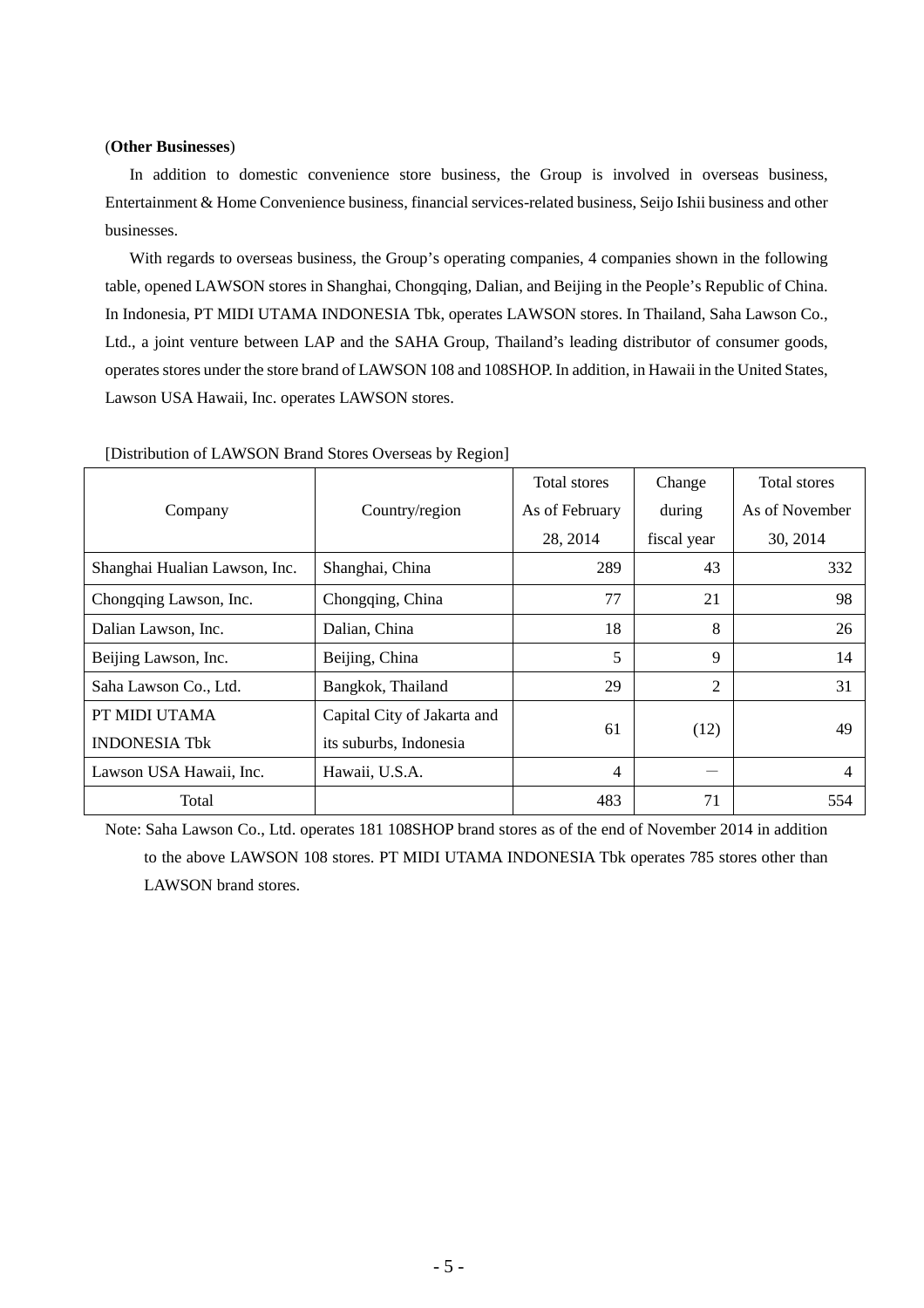(**Other Businesses**)

In addition to domestic convenience store business, the Group is involved in overseas business, Entertainment & Home Convenience business, financial services-related business, Seijo Ishii business and other businesses.

With regards to overseas business, the Group's operating companies, 4 companies shown in the following table, opened LAWSON stores in Shanghai, Chongqing, Dalian, and Beijing in the People's Republic of China. In Indonesia, PT MIDI UTAMA INDONESIA Tbk, operates LAWSON stores. In Thailand, Saha Lawson Co., Ltd., a joint venture between LAP and the SAHA Group, Thailand's leading distributor of consumer goods, operates stores under the store brand of LAWSON 108 and 108SHOP. In addition, in Hawaii in the United States, Lawson USA Hawaii, Inc. operates LAWSON stores.

[Distribution of LAWSON Brand Stores Overseas by Region]

| Company | Country/region | Total stores As of February 28, 2014 | Change during fiscal year | Total stores As of November 30, 2014 |
|---|---|---|---|---|
| Shanghai Hualian Lawson, Inc. | Shanghai, China | 289 | 43 | 332 |
| Chongqing Lawson, Inc. | Chongqing, China | 77 | 21 | 98 |
| Dalian Lawson, Inc. | Dalian, China | 18 | 8 | 26 |
| Beijing Lawson, Inc. | Beijing, China | 5 | 9 | 14 |
| Saha Lawson Co., Ltd. | Bangkok, Thailand | 29 | 2 | 31 |
| PT MIDI UTAMA INDONESIA Tbk | Capital City of Jakarta and its suburbs, Indonesia | 61 | (12) | 49 |
| Lawson USA Hawaii, Inc. | Hawaii, U.S.A. | 4 | － | 4 |
| Total | | 483 | 71 | 554 |

Note: Saha Lawson Co., Ltd. operates 181 108SHOP brand stores as of the end of November 2014 in addition to the above LAWSON 108 stores. PT MIDI UTAMA INDONESIA Tbk operates 785 stores other than LAWSON brand stores.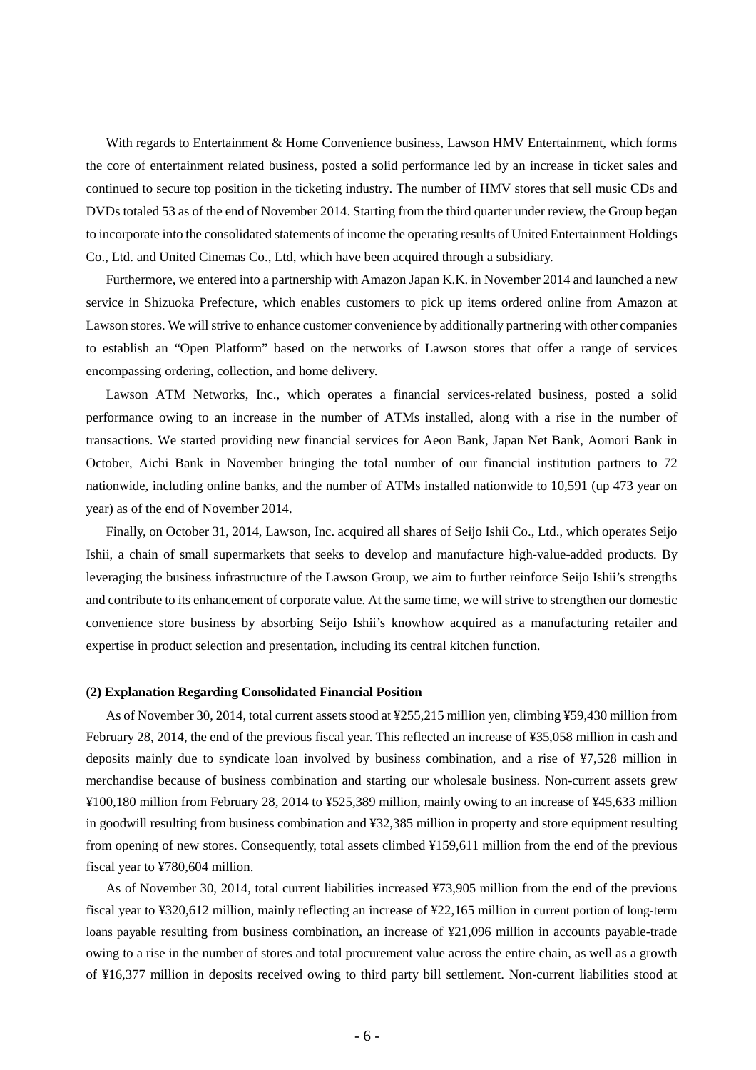With regards to Entertainment & Home Convenience business, Lawson HMV Entertainment, which forms the core of entertainment related business, posted a solid performance led by an increase in ticket sales and continued to secure top position in the ticketing industry. The number of HMV stores that sell music CDs and DVDs totaled 53 as of the end of November 2014. Starting from the third quarter under review, the Group began to incorporate into the consolidated statements of income the operating results of United Entertainment Holdings Co., Ltd. and United Cinemas Co., Ltd, which have been acquired through a subsidiary.

Furthermore, we entered into a partnership with Amazon Japan K.K. in November 2014 and launched a new service in Shizuoka Prefecture, which enables customers to pick up items ordered online from Amazon at Lawson stores. We will strive to enhance customer convenience by additionally partnering with other companies to establish an "Open Platform" based on the networks of Lawson stores that offer a range of services encompassing ordering, collection, and home delivery.

Lawson ATM Networks, Inc., which operates a financial services-related business, posted a solid performance owing to an increase in the number of ATMs installed, along with a rise in the number of transactions. We started providing new financial services for Aeon Bank, Japan Net Bank, Aomori Bank in October, Aichi Bank in November bringing the total number of our financial institution partners to 72 nationwide, including online banks, and the number of ATMs installed nationwide to 10,591 (up 473 year on year) as of the end of November 2014.

Finally, on October 31, 2014, Lawson, Inc. acquired all shares of Seijo Ishii Co., Ltd., which operates Seijo Ishii, a chain of small supermarkets that seeks to develop and manufacture high-value-added products. By leveraging the business infrastructure of the Lawson Group, we aim to further reinforce Seijo Ishii's strengths and contribute to its enhancement of corporate value. At the same time, we will strive to strengthen our domestic convenience store business by absorbing Seijo Ishii's knowhow acquired as a manufacturing retailer and expertise in product selection and presentation, including its central kitchen function.

**(2) Explanation Regarding Consolidated Financial Position**

As of November 30, 2014, total current assets stood at ¥255,215 million yen, climbing ¥59,430 million from February 28, 2014, the end of the previous fiscal year. This reflected an increase of ¥35,058 million in cash and deposits mainly due to syndicate loan involved by business combination, and a rise of ¥7,528 million in merchandise because of business combination and starting our wholesale business. Non-current assets grew ¥100,180 million from February 28, 2014 to ¥525,389 million, mainly owing to an increase of ¥45,633 million in goodwill resulting from business combination and ¥32,385 million in property and store equipment resulting from opening of new stores. Consequently, total assets climbed ¥159,611 million from the end of the previous fiscal year to ¥780,604 million.

As of November 30, 2014, total current liabilities increased ¥73,905 million from the end of the previous fiscal year to ¥320,612 million, mainly reflecting an increase of ¥22,165 million in current portion of long-term loans payable resulting from business combination, an increase of ¥21,096 million in accounts payable-trade owing to a rise in the number of stores and total procurement value across the entire chain, as well as a growth of ¥16,377 million in deposits received owing to third party bill settlement. Non-current liabilities stood at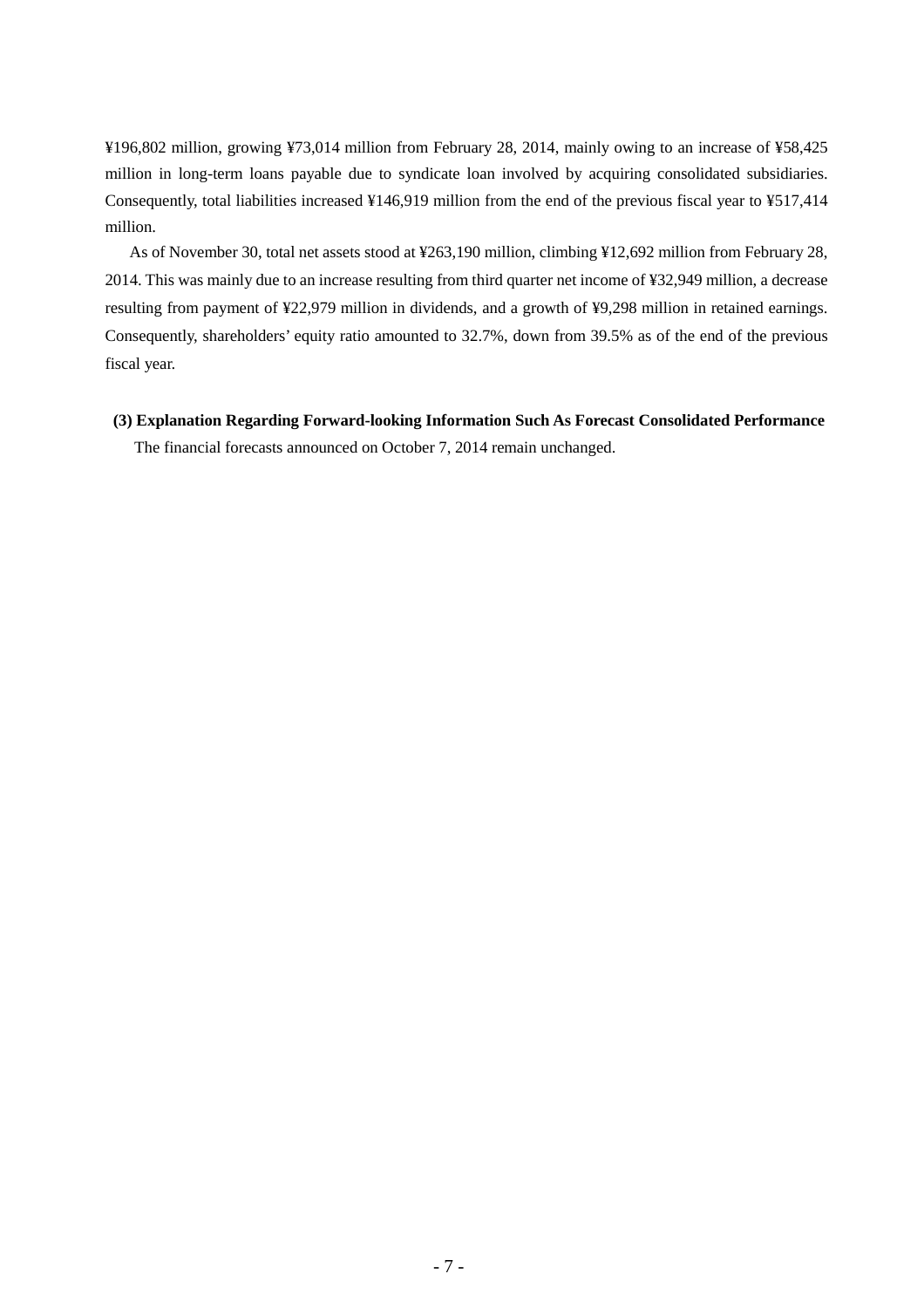¥196,802 million, growing ¥73,014 million from February 28, 2014, mainly owing to an increase of ¥58,425 million in long-term loans payable due to syndicate loan involved by acquiring consolidated subsidiaries. Consequently, total liabilities increased ¥146,919 million from the end of the previous fiscal year to ¥517,414 million.

As of November 30, total net assets stood at ¥263,190 million, climbing ¥12,692 million from February 28, 2014. This was mainly due to an increase resulting from third quarter net income of ¥32,949 million, a decrease resulting from payment of ¥22,979 million in dividends, and a growth of ¥9,298 million in retained earnings. Consequently, shareholders' equity ratio amounted to 32.7%, down from 39.5% as of the end of the previous fiscal year.

**(3) Explanation Regarding Forward-looking Information Such As Forecast Consolidated Performance**

The financial forecasts announced on October 7, 2014 remain unchanged.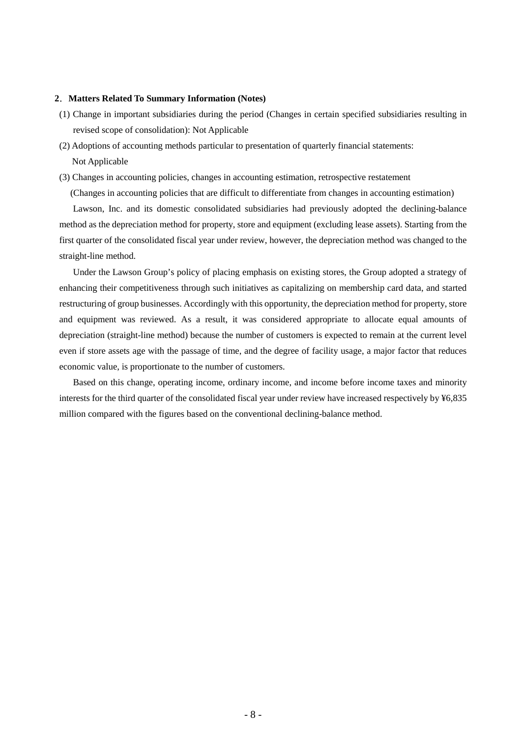## 2. Matters Related To Summary Information (Notes)

(1) Change in important subsidiaries during the period (Changes in certain specified subsidiaries resulting in revised scope of consolidation): Not Applicable

(2) Adoptions of accounting methods particular to presentation of quarterly financial statements: Not Applicable

(3) Changes in accounting policies, changes in accounting estimation, retrospective restatement

(Changes in accounting policies that are difficult to differentiate from changes in accounting estimation)

Lawson, Inc. and its domestic consolidated subsidiaries had previously adopted the declining-balance method as the depreciation method for property, store and equipment (excluding lease assets). Starting from the first quarter of the consolidated fiscal year under review, however, the depreciation method was changed to the straight-line method.

Under the Lawson Group's policy of placing emphasis on existing stores, the Group adopted a strategy of enhancing their competitiveness through such initiatives as capitalizing on membership card data, and started restructuring of group businesses. Accordingly with this opportunity, the depreciation method for property, store and equipment was reviewed. As a result, it was considered appropriate to allocate equal amounts of depreciation (straight-line method) because the number of customers is expected to remain at the current level even if store assets age with the passage of time, and the degree of facility usage, a major factor that reduces economic value, is proportionate to the number of customers.

Based on this change, operating income, ordinary income, and income before income taxes and minority interests for the third quarter of the consolidated fiscal year under review have increased respectively by ¥6,835 million compared with the figures based on the conventional declining-balance method.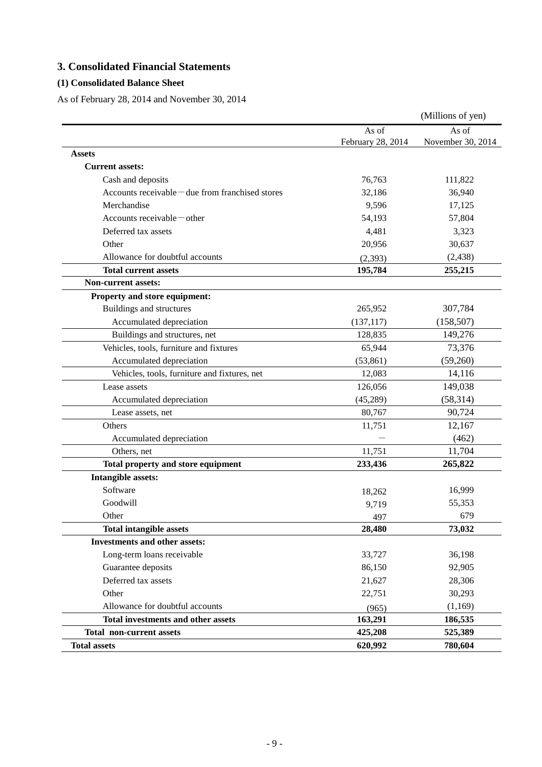# 3. Consolidated Financial Statements

## (1) Consolidated Balance Sheet

As of February 28, 2014 and November 30, 2014

(Millions of yen)

| | As of February 28, 2014 | As of November 30, 2014 |
|---|---|---|
| **Assets** | | |
| **Current assets:** | | |
| Cash and deposits | 76,763 | 111,822 |
| Accounts receivable－due from franchised stores | 32,186 | 36,940 |
| Merchandise | 9,596 | 17,125 |
| Accounts receivable－other | 54,193 | 57,804 |
| Deferred tax assets | 4,481 | 3,323 |
| Other | 20,956 | 30,637 |
| Allowance for doubtful accounts | (2,393) | (2,438) |
| **Total current assets** | **195,784** | **255,215** |
| **Non-current assets:** | | |
| **Property and store equipment:** | | |
| Buildings and structures | 265,952 | 307,784 |
| Accumulated depreciation | (137,117) | (158,507) |
| Buildings and structures, net | 128,835 | 149,276 |
| Vehicles, tools, furniture and fixtures | 65,944 | 73,376 |
| Accumulated depreciation | (53,861) | (59,260) |
| Vehicles, tools, furniture and fixtures, net | 12,083 | 14,116 |
| Lease assets | 126,056 | 149,038 |
| Accumulated depreciation | (45,289) | (58,314) |
| Lease assets, net | 80,767 | 90,724 |
| Others | 11,751 | 12,167 |
| Accumulated depreciation | － | (462) |
| Others, net | 11,751 | 11,704 |
| **Total property and store equipment** | **233,436** | **265,822** |
| **Intangible assets:** | | |
| Software | 18,262 | 16,999 |
| Goodwill | 9,719 | 55,353 |
| Other | 497 | 679 |
| **Total intangible assets** | **28,480** | **73,032** |
| **Investments and other assets:** | | |
| Long-term loans receivable | 33,727 | 36,198 |
| Guarantee deposits | 86,150 | 92,905 |
| Deferred tax assets | 21,627 | 28,306 |
| Other | 22,751 | 30,293 |
| Allowance for doubtful accounts | (965) | (1,169) |
| **Total investments and other assets** | **163,291** | **186,535** |
| **Total non-current assets** | **425,208** | **525,389** |
| **Total assets** | **620,992** | **780,604** |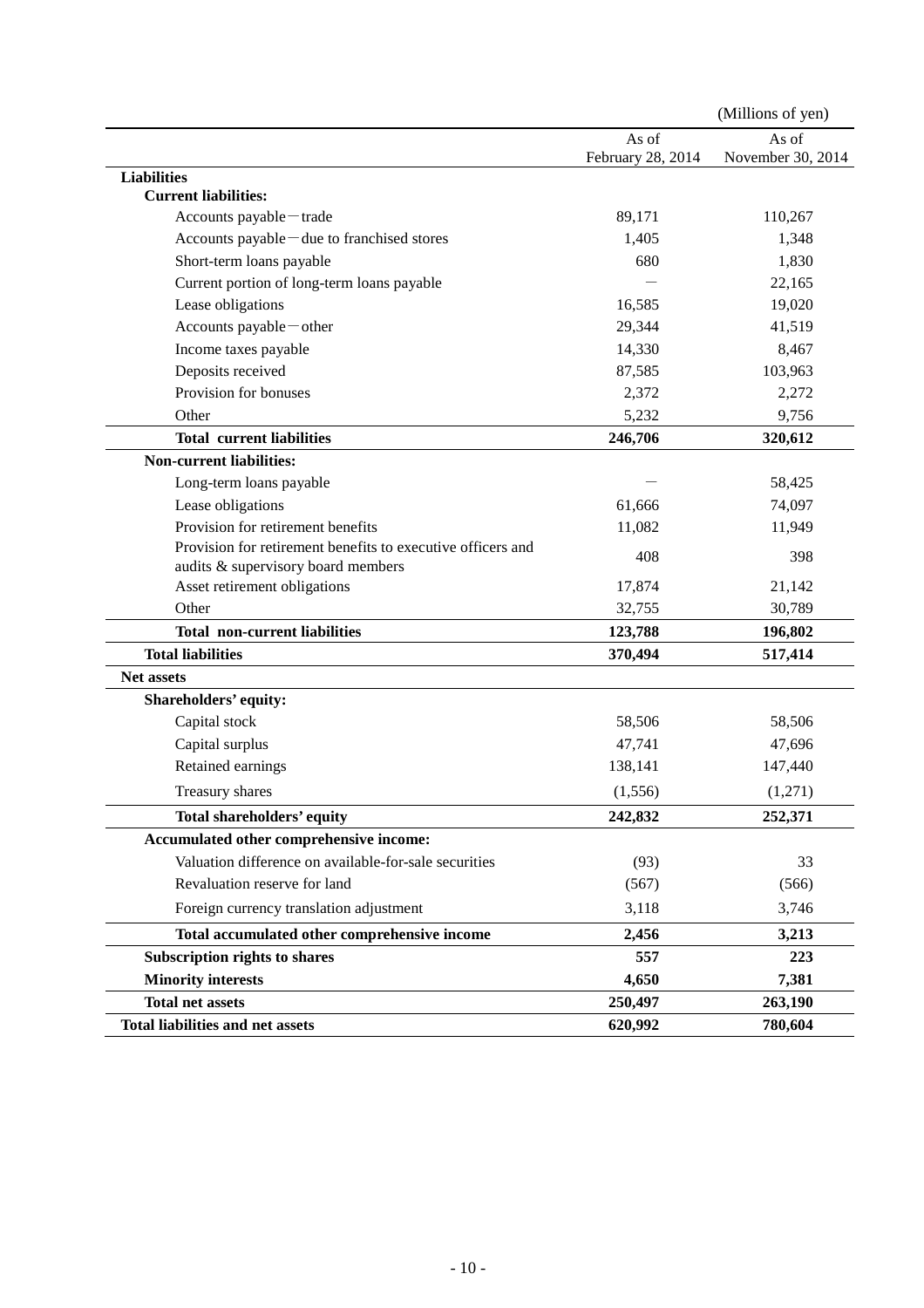(Millions of yen)

| | As of February 28, 2014 | As of November 30, 2014 |
|---|---|---|
| **Liabilities** | | |
| **Current liabilities:** | | |
| Accounts payable－trade | 89,171 | 110,267 |
| Accounts payable－due to franchised stores | 1,405 | 1,348 |
| Short-term loans payable | 680 | 1,830 |
| Current portion of long-term loans payable | － | 22,165 |
| Lease obligations | 16,585 | 19,020 |
| Accounts payable－other | 29,344 | 41,519 |
| Income taxes payable | 14,330 | 8,467 |
| Deposits received | 87,585 | 103,963 |
| Provision for bonuses | 2,372 | 2,272 |
| Other | 5,232 | 9,756 |
| **Total current liabilities** | **246,706** | **320,612** |
| **Non-current liabilities:** | | |
| Long-term loans payable | － | 58,425 |
| Lease obligations | 61,666 | 74,097 |
| Provision for retirement benefits | 11,082 | 11,949 |
| Provision for retirement benefits to executive officers and audits & supervisory board members | 408 | 398 |
| Asset retirement obligations | 17,874 | 21,142 |
| Other | 32,755 | 30,789 |
| **Total non-current liabilities** | **123,788** | **196,802** |
| **Total liabilities** | **370,494** | **517,414** |
| **Net assets** | | |
| **Shareholders' equity:** | | |
| Capital stock | 58,506 | 58,506 |
| Capital surplus | 47,741 | 47,696 |
| Retained earnings | 138,141 | 147,440 |
| Treasury shares | (1,556) | (1,271) |
| **Total shareholders' equity** | **242,832** | **252,371** |
| **Accumulated other comprehensive income:** | | |
| Valuation difference on available-for-sale securities | (93) | 33 |
| Revaluation reserve for land | (567) | (566) |
| Foreign currency translation adjustment | 3,118 | 3,746 |
| **Total accumulated other comprehensive income** | **2,456** | **3,213** |
| **Subscription rights to shares** | **557** | **223** |
| **Minority interests** | **4,650** | **7,381** |
| **Total net assets** | **250,497** | **263,190** |
| **Total liabilities and net assets** | **620,992** | **780,604** |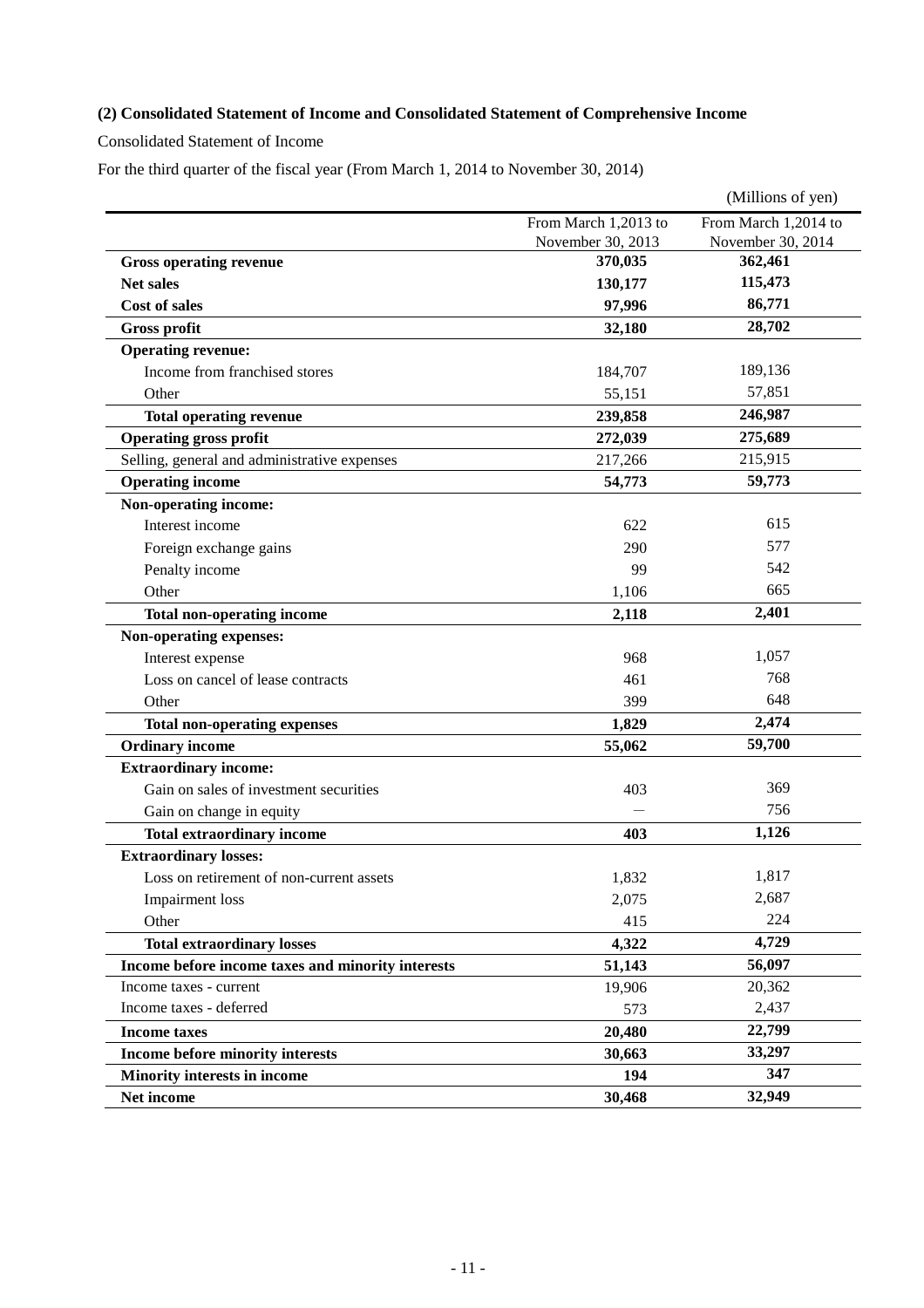### (2) Consolidated Statement of Income and Consolidated Statement of Comprehensive Income

Consolidated Statement of Income

For the third quarter of the fiscal year (From March 1, 2014 to November 30, 2014)

(Millions of yen)

| | From March 1,2013 to November 30, 2013 | From March 1,2014 to November 30, 2014 |
|---|---|---|
| **Gross operating revenue** | **370,035** | **362,461** |
| **Net sales** | **130,177** | **115,473** |
| **Cost of sales** | **97,996** | **86,771** |
| **Gross profit** | **32,180** | **28,702** |
| **Operating revenue:** | | |
| Income from franchised stores | 184,707 | 189,136 |
| Other | 55,151 | 57,851 |
| **Total operating revenue** | **239,858** | **246,987** |
| **Operating gross profit** | **272,039** | **275,689** |
| Selling, general and administrative expenses | 217,266 | 215,915 |
| **Operating income** | **54,773** | **59,773** |
| **Non-operating income:** | | |
| Interest income | 622 | 615 |
| Foreign exchange gains | 290 | 577 |
| Penalty income | 99 | 542 |
| Other | 1,106 | 665 |
| **Total non-operating income** | **2,118** | **2,401** |
| **Non-operating expenses:** | | |
| Interest expense | 968 | 1,057 |
| Loss on cancel of lease contracts | 461 | 768 |
| Other | 399 | 648 |
| **Total non-operating expenses** | **1,829** | **2,474** |
| **Ordinary income** | **55,062** | **59,700** |
| **Extraordinary income:** | | |
| Gain on sales of investment securities | 403 | 369 |
| Gain on change in equity | — | 756 |
| **Total extraordinary income** | **403** | **1,126** |
| **Extraordinary losses:** | | |
| Loss on retirement of non-current assets | 1,832 | 1,817 |
| Impairment loss | 2,075 | 2,687 |
| Other | 415 | 224 |
| **Total extraordinary losses** | **4,322** | **4,729** |
| **Income before income taxes and minority interests** | **51,143** | **56,097** |
| Income taxes - current | 19,906 | 20,362 |
| Income taxes - deferred | 573 | 2,437 |
| **Income taxes** | **20,480** | **22,799** |
| **Income before minority interests** | **30,663** | **33,297** |
| **Minority interests in income** | **194** | **347** |
| **Net income** | **30,468** | **32,949** |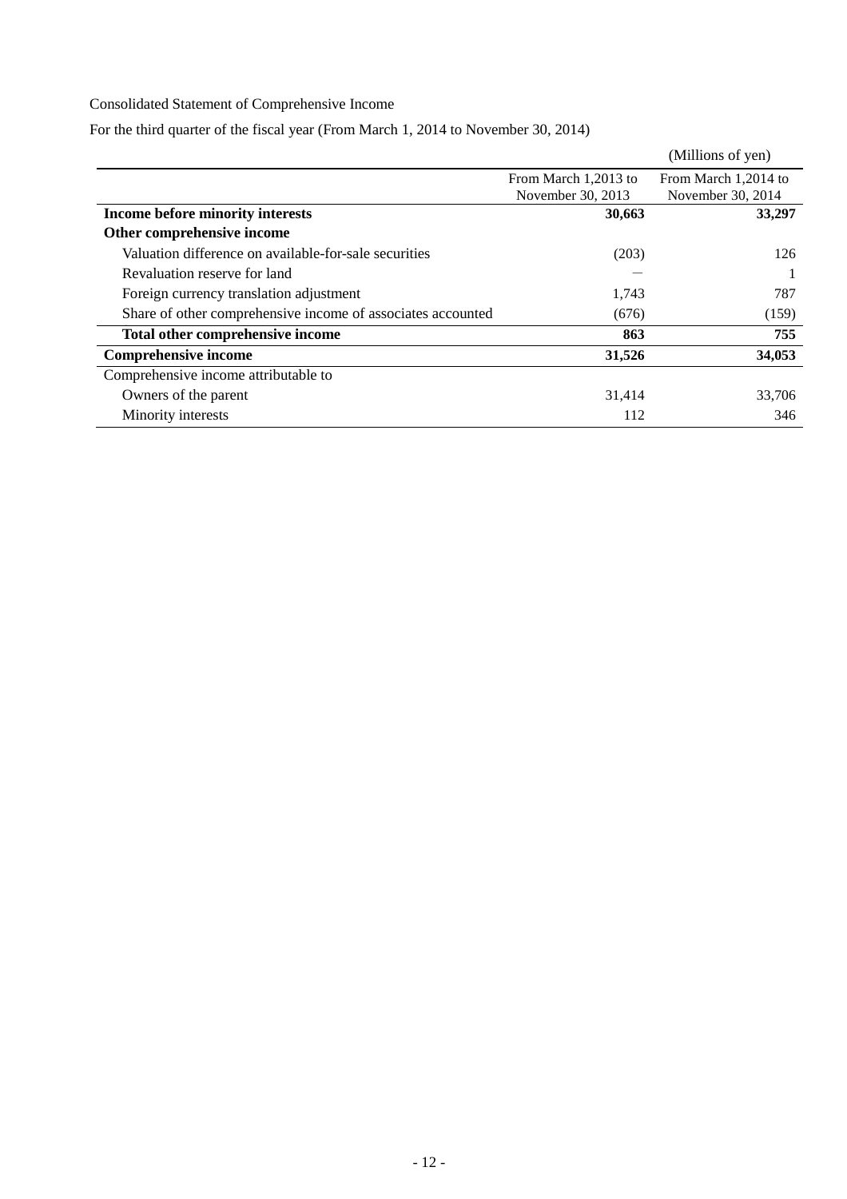Consolidated Statement of Comprehensive Income

For the third quarter of the fiscal year (From March 1, 2014 to November 30, 2014)

(Millions of yen)

| | From March 1,2013 to November 30, 2013 | From March 1,2014 to November 30, 2014 |
|---|---|---|
| **Income before minority interests** | **30,663** | **33,297** |
| **Other comprehensive income** | | |
| Valuation difference on available-for-sale securities | (203) | 126 |
| Revaluation reserve for land | — | 1 |
| Foreign currency translation adjustment | 1,743 | 787 |
| Share of other comprehensive income of associates accounted | (676) | (159) |
| **Total other comprehensive income** | **863** | **755** |
| **Comprehensive income** | **31,526** | **34,053** |
| Comprehensive income attributable to | | |
| Owners of the parent | 31,414 | 33,706 |
| Minority interests | 112 | 346 |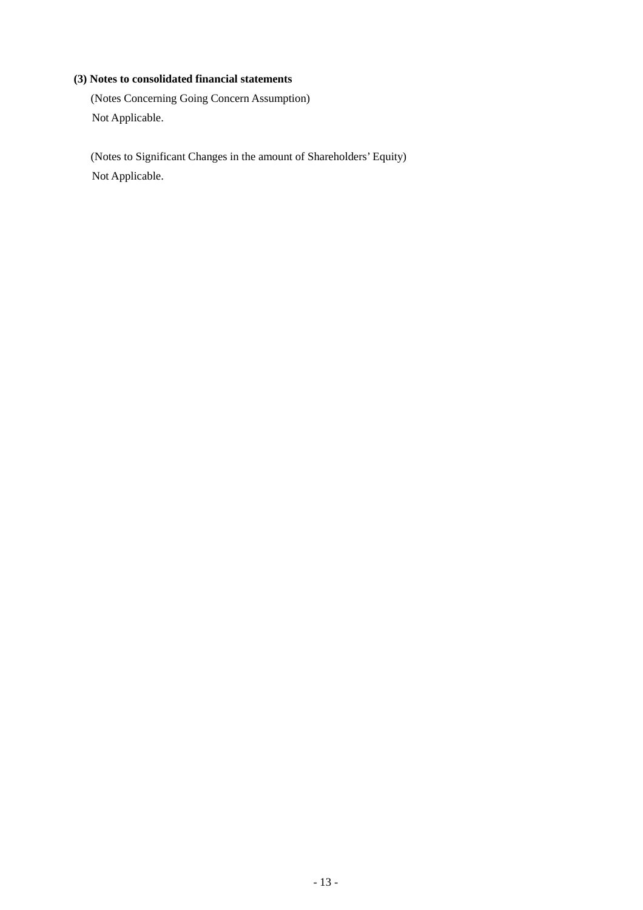### (3) Notes to consolidated financial statements

(Notes Concerning Going Concern Assumption)

Not Applicable.

(Notes to Significant Changes in the amount of Shareholders' Equity)

Not Applicable.